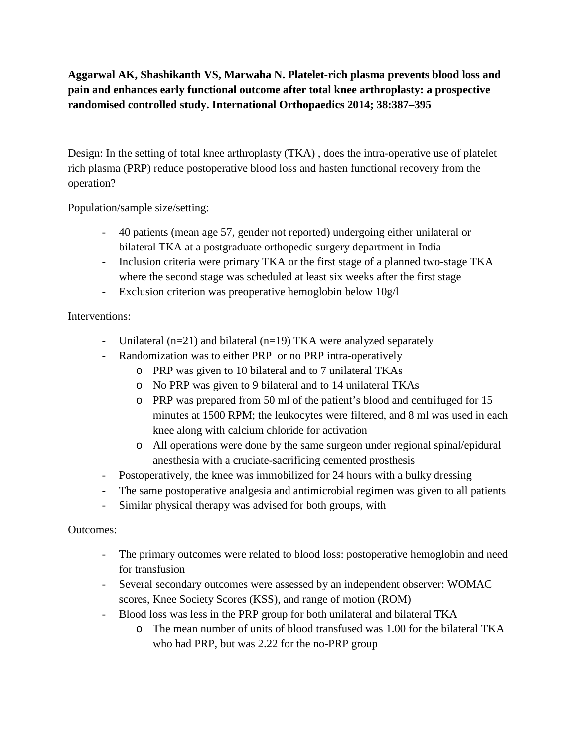**Aggarwal AK, Shashikanth VS, Marwaha N. Platelet-rich plasma prevents blood loss and pain and enhances early functional outcome after total knee arthroplasty: a prospective randomised controlled study. International Orthopaedics 2014; 38:387–395**

Design: In the setting of total knee arthroplasty (TKA) , does the intra-operative use of platelet rich plasma (PRP) reduce postoperative blood loss and hasten functional recovery from the operation?

Population/sample size/setting:

- 40 patients (mean age 57, gender not reported) undergoing either unilateral or bilateral TKA at a postgraduate orthopedic surgery department in India
- Inclusion criteria were primary TKA or the first stage of a planned two-stage TKA where the second stage was scheduled at least six weeks after the first stage
- Exclusion criterion was preoperative hemoglobin below 10g/l

Interventions:

- Unilateral (n=21) and bilateral (n=19) TKA were analyzed separately
- Randomization was to either PRP or no PRP intra-operatively
    - PRP was given to 10 bilateral and to 7 unilateral TKAs
    - No PRP was given to 9 bilateral and to 14 unilateral TKAs
    - PRP was prepared from 50 ml of the patient's blood and centrifuged for 15 minutes at 1500 RPM; the leukocytes were filtered, and 8 ml was used in each knee along with calcium chloride for activation
    - All operations were done by the same surgeon under regional spinal/epidural anesthesia with a cruciate-sacrificing cemented prosthesis
- Postoperatively, the knee was immobilized for 24 hours with a bulky dressing
- The same postoperative analgesia and antimicrobial regimen was given to all patients
- Similar physical therapy was advised for both groups, with

Outcomes:

- The primary outcomes were related to blood loss: postoperative hemoglobin and need for transfusion
- Several secondary outcomes were assessed by an independent observer: WOMAC scores, Knee Society Scores (KSS), and range of motion (ROM)
- Blood loss was less in the PRP group for both unilateral and bilateral TKA
    - The mean number of units of blood transfused was 1.00 for the bilateral TKA who had PRP, but was 2.22 for the no-PRP group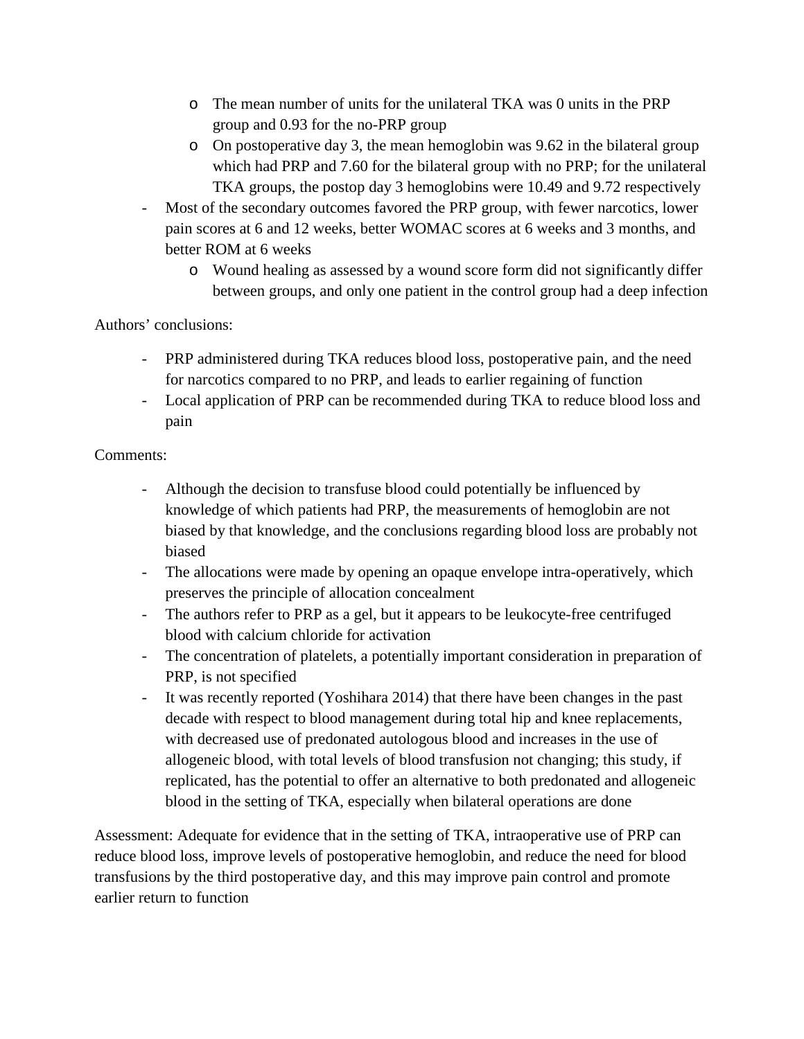- The mean number of units for the unilateral TKA was 0 units in the PRP group and 0.93 for the no-PRP group
    - On postoperative day 3, the mean hemoglobin was 9.62 in the bilateral group which had PRP and 7.60 for the bilateral group with no PRP; for the unilateral TKA groups, the postop day 3 hemoglobins were 10.49 and 9.72 respectively
- Most of the secondary outcomes favored the PRP group, with fewer narcotics, lower pain scores at 6 and 12 weeks, better WOMAC scores at 6 weeks and 3 months, and better ROM at 6 weeks
    - Wound healing as assessed by a wound score form did not significantly differ between groups, and only one patient in the control group had a deep infection

Authors' conclusions:

- PRP administered during TKA reduces blood loss, postoperative pain, and the need for narcotics compared to no PRP, and leads to earlier regaining of function
- Local application of PRP can be recommended during TKA to reduce blood loss and pain

Comments:

- Although the decision to transfuse blood could potentially be influenced by knowledge of which patients had PRP, the measurements of hemoglobin are not biased by that knowledge, and the conclusions regarding blood loss are probably not biased
- The allocations were made by opening an opaque envelope intra-operatively, which preserves the principle of allocation concealment
- The authors refer to PRP as a gel, but it appears to be leukocyte-free centrifuged blood with calcium chloride for activation
- The concentration of platelets, a potentially important consideration in preparation of PRP, is not specified
- It was recently reported (Yoshihara 2014) that there have been changes in the past decade with respect to blood management during total hip and knee replacements, with decreased use of predonated autologous blood and increases in the use of allogeneic blood, with total levels of blood transfusion not changing; this study, if replicated, has the potential to offer an alternative to both predonated and allogeneic blood in the setting of TKA, especially when bilateral operations are done

Assessment: Adequate for evidence that in the setting of TKA, intraoperative use of PRP can reduce blood loss, improve levels of postoperative hemoglobin, and reduce the need for blood transfusions by the third postoperative day, and this may improve pain control and promote earlier return to function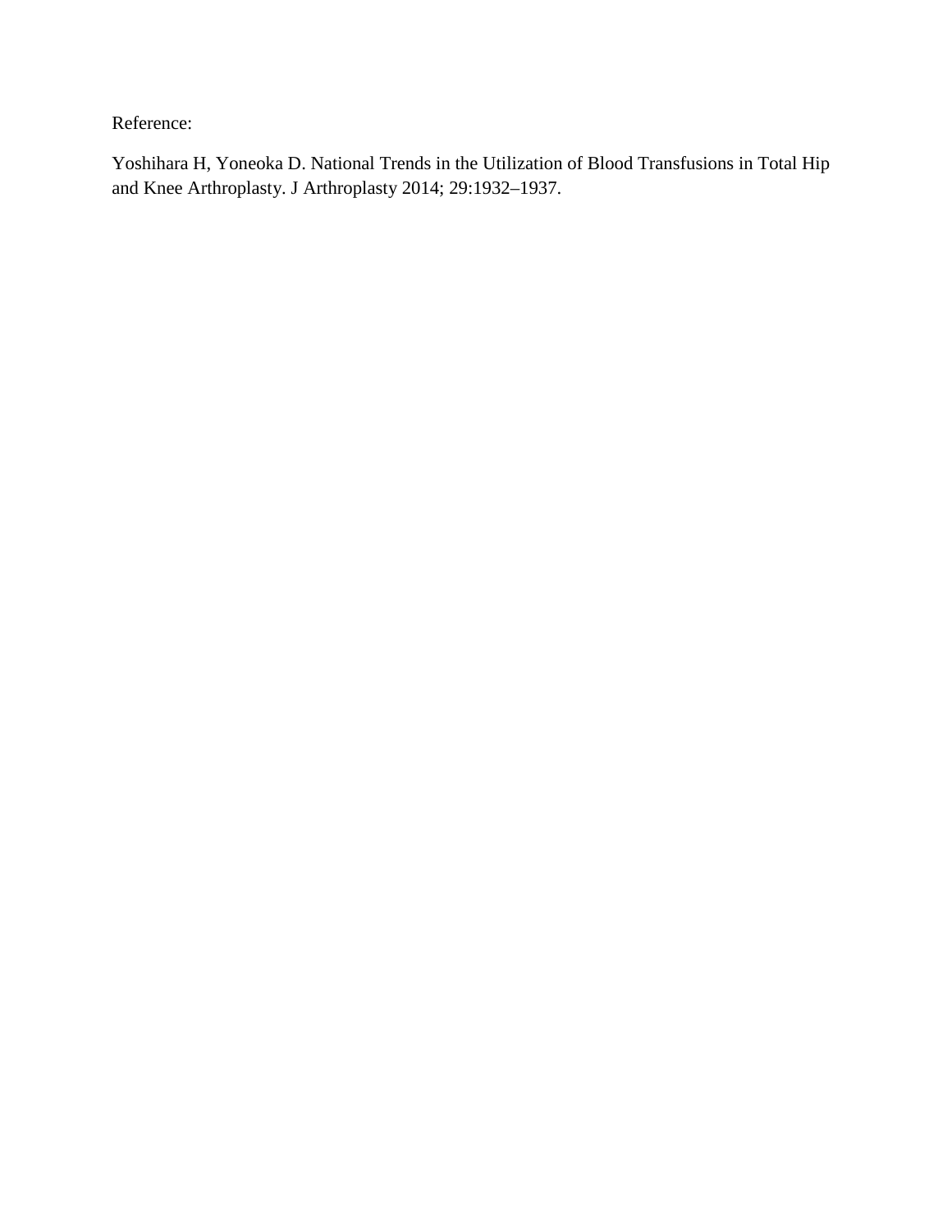Reference:

Yoshihara H, Yoneoka D. National Trends in the Utilization of Blood Transfusions in Total Hip and Knee Arthroplasty. J Arthroplasty 2014; 29:1932–1937.